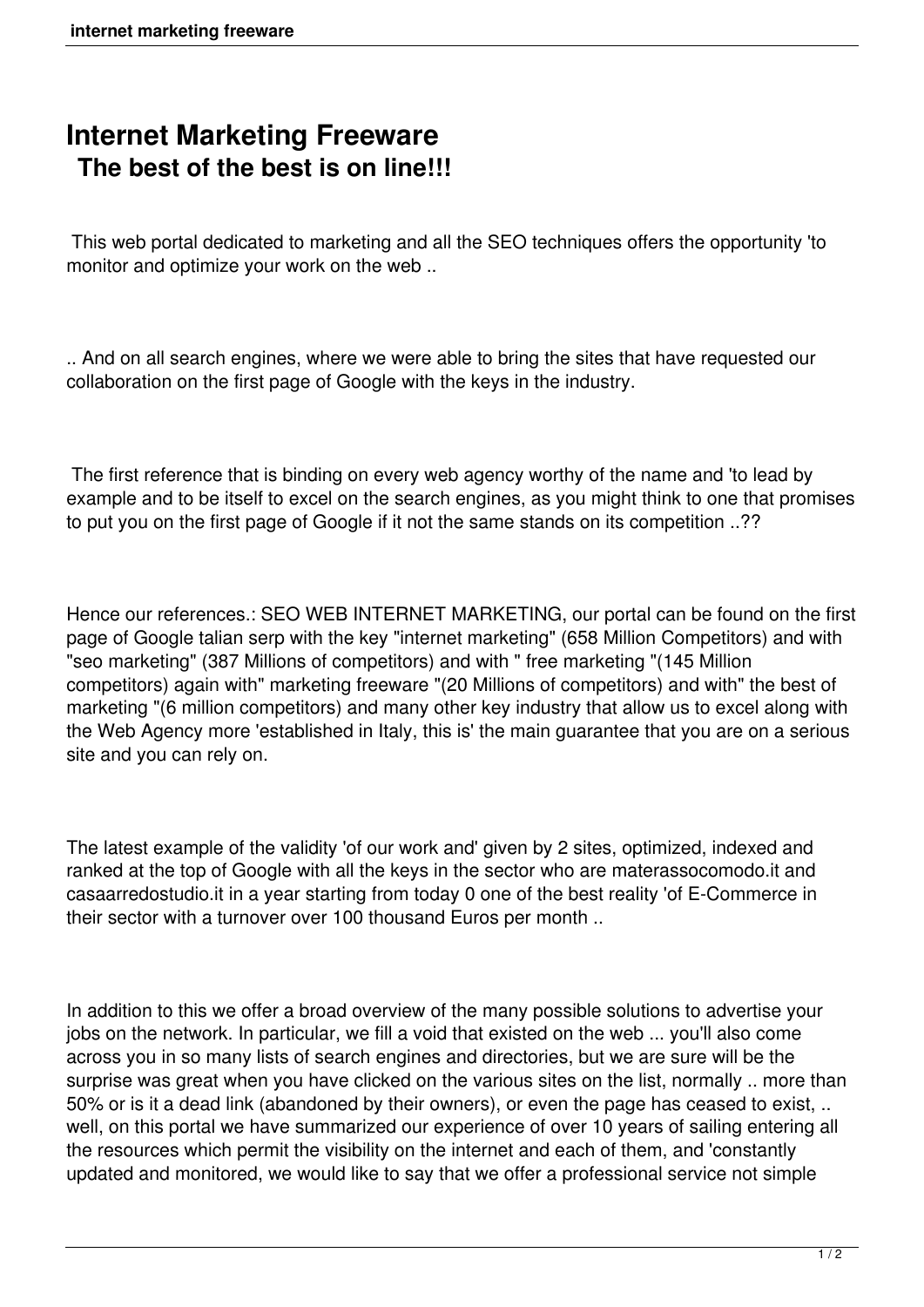# Internet Marketing Freeware

## The best of the best is on line!!!

This web portal dedicated to marketing and all the SEO techniques offers the opportunity 'to monitor and optimize your work on the web ..

.. And on all search engines, where we were able to bring the sites that have requested our collaboration on the first page of Google with the keys in the industry.

The first reference that is binding on every web agency worthy of the name and 'to lead by example and to be itself to excel on the search engines, as you might think to one that promises to put you on the first page of Google if it not the same stands on its competition ..??

Hence our references.: SEO WEB INTERNET MARKETING, our portal can be found on the first page of Google talian serp with the key "internet marketing" (658 Million Competitors) and with "seo marketing" (387 Millions of competitors) and with " free marketing "(145 Million competitors) again with" marketing freeware "(20 Millions of competitors) and with" the best of marketing "(6 million competitors) and many other key industry that allow us to excel along with the Web Agency more 'established in Italy, this is' the main guarantee that you are on a serious site and you can rely on.

The latest example of the validity 'of our work and' given by 2 sites, optimized, indexed and ranked at the top of Google with all the keys in the sector who are materassocomodo.it and casaarredostudio.it in a year starting from today 0 one of the best reality 'of E-Commerce in their sector with a turnover over 100 thousand Euros per month ..

In addition to this we offer a broad overview of the many possible solutions to advertise your jobs on the network. In particular, we fill a void that existed on the web ... you'll also come across you in so many lists of search engines and directories, but we are sure will be the surprise was great when you have clicked on the various sites on the list, normally .. more than 50% or is it a dead link (abandoned by their owners), or even the page has ceased to exist, .. well, on this portal we have summarized our experience of over 10 years of sailing entering all the resources which permit the visibility on the internet and each of them, and 'constantly updated and monitored, we would like to say that we offer a professional service not simple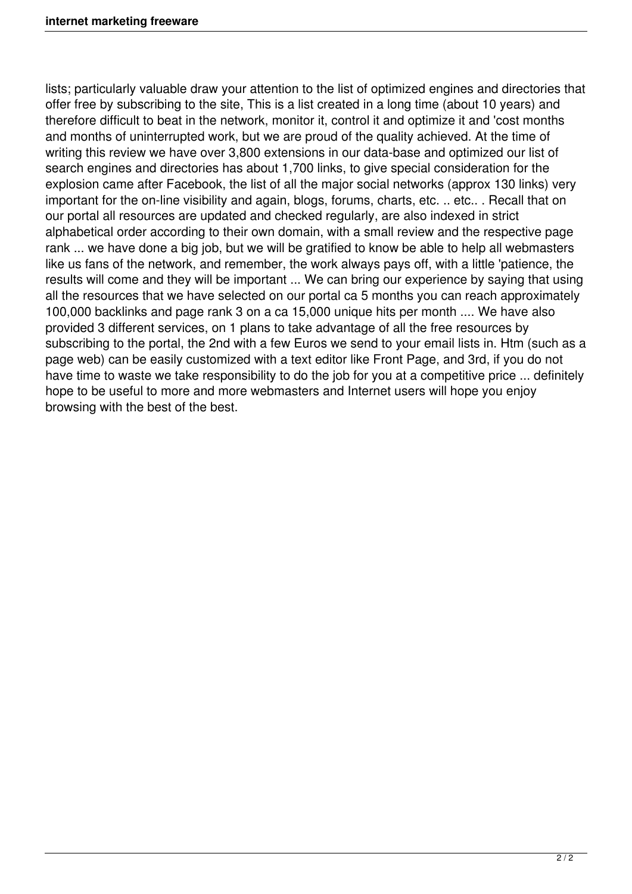lists; particularly valuable draw your attention to the list of optimized engines and directories that offer free by subscribing to the site, This is a list created in a long time (about 10 years) and therefore difficult to beat in the network, monitor it, control it and optimize it and 'cost months and months of uninterrupted work, but we are proud of the quality achieved. At the time of writing this review we have over 3,800 extensions in our data-base and optimized our list of search engines and directories has about 1,700 links, to give special consideration for the explosion came after Facebook, the list of all the major social networks (approx 130 links) very important for the on-line visibility and again, blogs, forums, charts, etc. .. etc.. . Recall that on our portal all resources are updated and checked regularly, are also indexed in strict alphabetical order according to their own domain, with a small review and the respective page rank ... we have done a big job, but we will be gratified to know be able to help all webmasters like us fans of the network, and remember, the work always pays off, with a little 'patience, the results will come and they will be important ... We can bring our experience by saying that using all the resources that we have selected on our portal ca 5 months you can reach approximately 100,000 backlinks and page rank 3 on a ca 15,000 unique hits per month .... We have also provided 3 different services, on 1 plans to take advantage of all the free resources by subscribing to the portal, the 2nd with a few Euros we send to your email lists in. Htm (such as a page web) can be easily customized with a text editor like Front Page, and 3rd, if you do not have time to waste we take responsibility to do the job for you at a competitive price ... definitely hope to be useful to more and more webmasters and Internet users will hope you enjoy browsing with the best of the best.